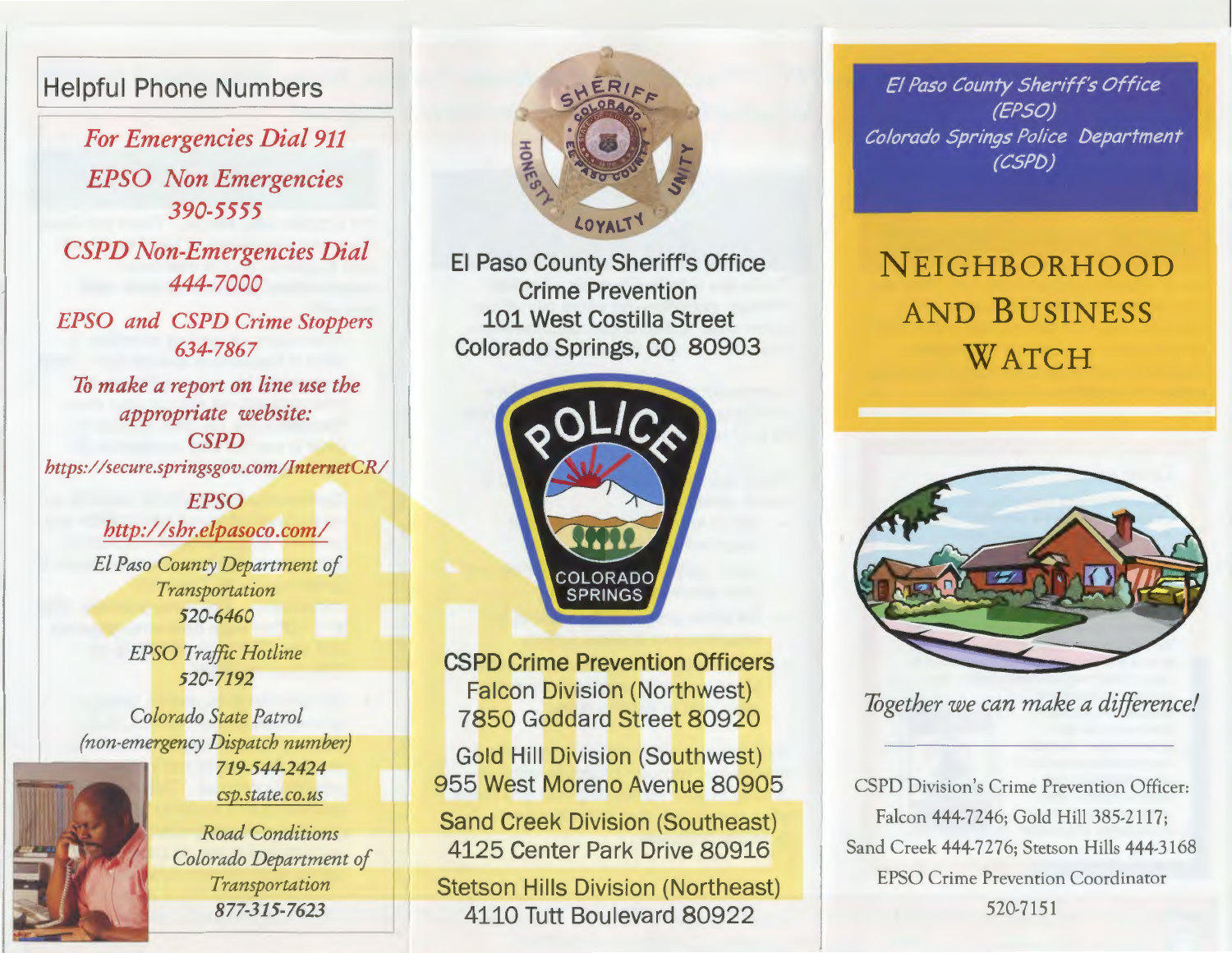## Helpful Phone Numbers

*For Emergencies Dial 911*

*EPSO Non Emergencies 390-5555*

*CSPD Non-Emergencies Dial 444-7000*

*EPSO and CSPD Crime Stoppers 634-7867*

*To make a report on line use the appropriate website:*

*CSPD*
*https://secure.springsgov.com/InternetCR/*

*EPSO*
*http://shr.elpasoco.com/*

*El Paso County Department of Transportation*
*520-6460*

*EPSO Traffic Hotline*
*520-7192*

*Colorado State Patrol (non-emergency Dispatch number)*
*719-544-2424*
*csp.state.co.us*

*Road Conditions Colorado Department of Transportation*
*877-315-7623*

El Paso County Sheriff's Office
Crime Prevention
101 West Costilla Street
Colorado Springs, CO 80903

**CSPD Crime Prevention Officers**

Falcon Division (Northwest)
7850 Goddard Street 80920

Gold Hill Division (Southwest)
955 West Moreno Avenue 80905

Sand Creek Division (Southeast)
4125 Center Park Drive 80916

Stetson Hills Division (Northeast)
4110 Tutt Boulevard 80922

*El Paso County Sheriff's Office (EPSO)*
*Colorado Springs Police Department (CSPD)*

# NEIGHBORHOOD AND BUSINESS WATCH

*Together we can make a difference!*

CSPD Division's Crime Prevention Officer:
Falcon 444-7246; Gold Hill 385-2117;
Sand Creek 444-7276; Stetson Hills 444-3168
EPSO Crime Prevention Coordinator
520-7151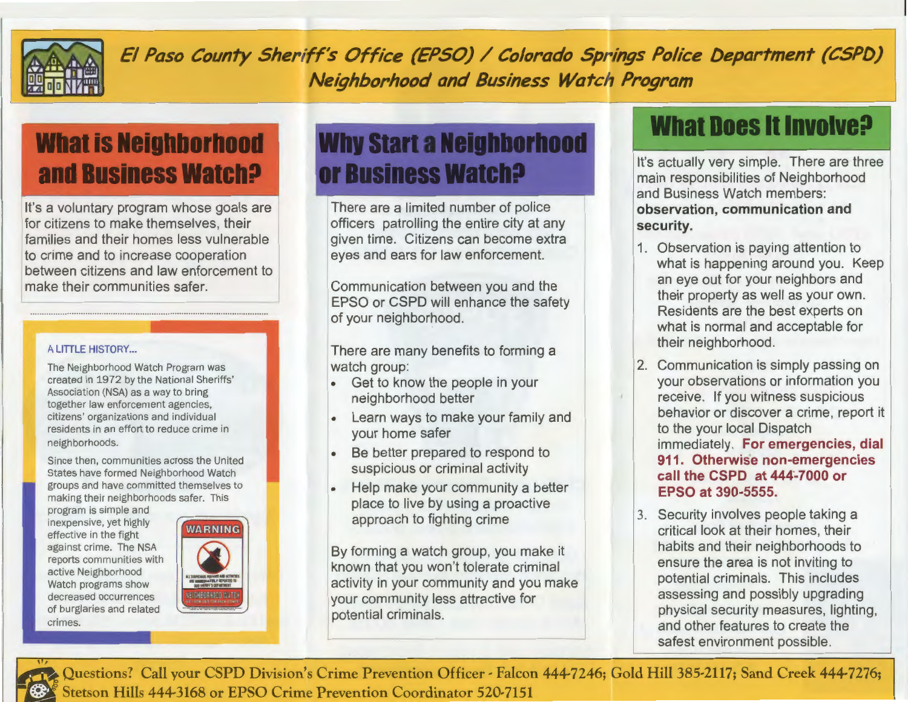# *El Paso County Sheriff's Office (EPSO) / Colorado Springs Police Department (CSPD) Neighborhood and Business Watch Program*

## What is Neighborhood and Business Watch?

It's a voluntary program whose goals are for citizens to make themselves, their families and their homes less vulnerable to crime and to increase cooperation between citizens and law enforcement to make their communities safer.

### A LITTLE HISTORY...

The Neighborhood Watch Program was created in 1972 by the National Sheriffs' Association (NSA) as a way to bring together law enforcement agencies, citizens' organizations and individual residents in an effort to reduce crime in neighborhoods.

Since then, communities across the United States have formed Neighborhood Watch groups and have committed themselves to making their neighborhoods safer. This program is simple and inexpensive, yet highly effective in the fight against crime. The NSA reports communities with active Neighborhood Watch programs show decreased occurrences of burglaries and related crimes.

## Why Start a Neighborhood or Business Watch?

There are a limited number of police officers patrolling the entire city at any given time. Citizens can become extra eyes and ears for law enforcement.

Communication between you and the EPSO or CSPD will enhance the safety of your neighborhood.

There are many benefits to forming a watch group:

- Get to know the people in your neighborhood better
- Learn ways to make your family and your home safer
- Be better prepared to respond to suspicious or criminal activity
- Help make your community a better place to live by using a proactive approach to fighting crime

By forming a watch group, you make it known that you won't tolerate criminal activity in your community and you make your community less attractive for potential criminals.

## What Does It Involve?

It's actually very simple. There are three main responsibilities of Neighborhood and Business Watch members: **observation, communication and security.**

1. Observation is paying attention to what is happening around you. Keep an eye out for your neighbors and their property as well as your own. Residents are the best experts on what is normal and acceptable for their neighborhood.
2. Communication is simply passing on your observations or information you receive. If you witness suspicious behavior or discover a crime, report it to the your local Dispatch immediately. **For emergencies, dial 911. Otherwise non-emergencies call the CSPD at 444-7000 or EPSO at 390-5555.**
3. Security involves people taking a critical look at their homes, their habits and their neighborhoods to ensure the area is not inviting to potential criminals. This includes assessing and possibly upgrading physical security measures, lighting, and other features to create the safest environment possible.

Questions? Call your CSPD Division's Crime Prevention Officer - Falcon 444-7246; Gold Hill 385-2117; Sand Creek 444-7276; Stetson Hills 444-3168 or EPSO Crime Prevention Coordinator 520-7151